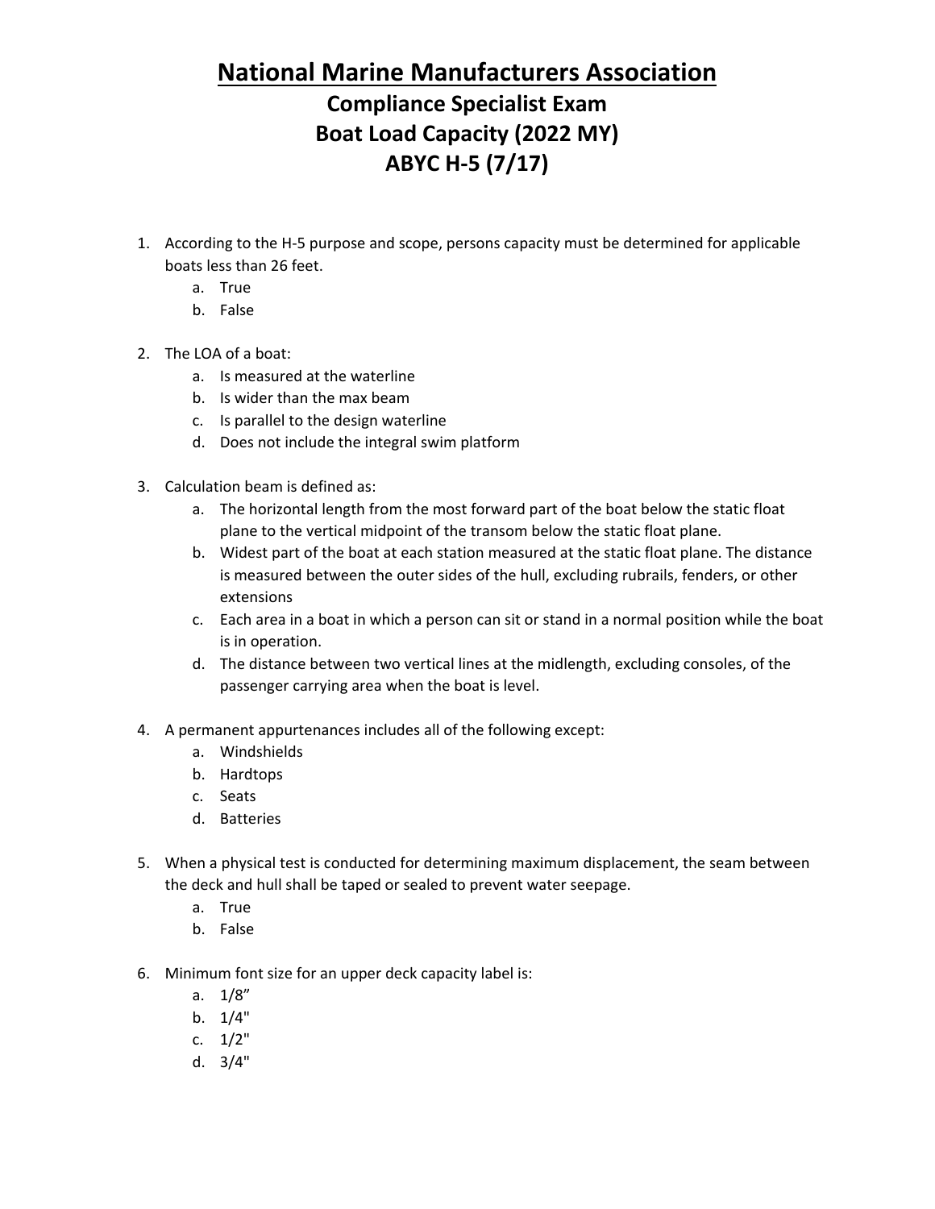# National Marine Manufacturers Association

## Compliance Specialist Exam

## Boat Load Capacity (2022 MY)

## ABYC H-5 (7/17)

1. According to the H-5 purpose and scope, persons capacity must be determined for applicable boats less than 26 feet.
   a. True
   b. False

2. The LOA of a boat:
   a. Is measured at the waterline
   b. Is wider than the max beam
   c. Is parallel to the design waterline
   d. Does not include the integral swim platform

3. Calculation beam is defined as:
   a. The horizontal length from the most forward part of the boat below the static float plane to the vertical midpoint of the transom below the static float plane.
   b. Widest part of the boat at each station measured at the static float plane. The distance is measured between the outer sides of the hull, excluding rubrails, fenders, or other extensions
   c. Each area in a boat in which a person can sit or stand in a normal position while the boat is in operation.
   d. The distance between two vertical lines at the midlength, excluding consoles, of the passenger carrying area when the boat is level.

4. A permanent appurtenances includes all of the following except:
   a. Windshields
   b. Hardtops
   c. Seats
   d. Batteries

5. When a physical test is conducted for determining maximum displacement, the seam between the deck and hull shall be taped or sealed to prevent water seepage.
   a. True
   b. False

6. Minimum font size for an upper deck capacity label is:
   a. 1/8”
   b. 1/4"
   c. 1/2"
   d. 3/4"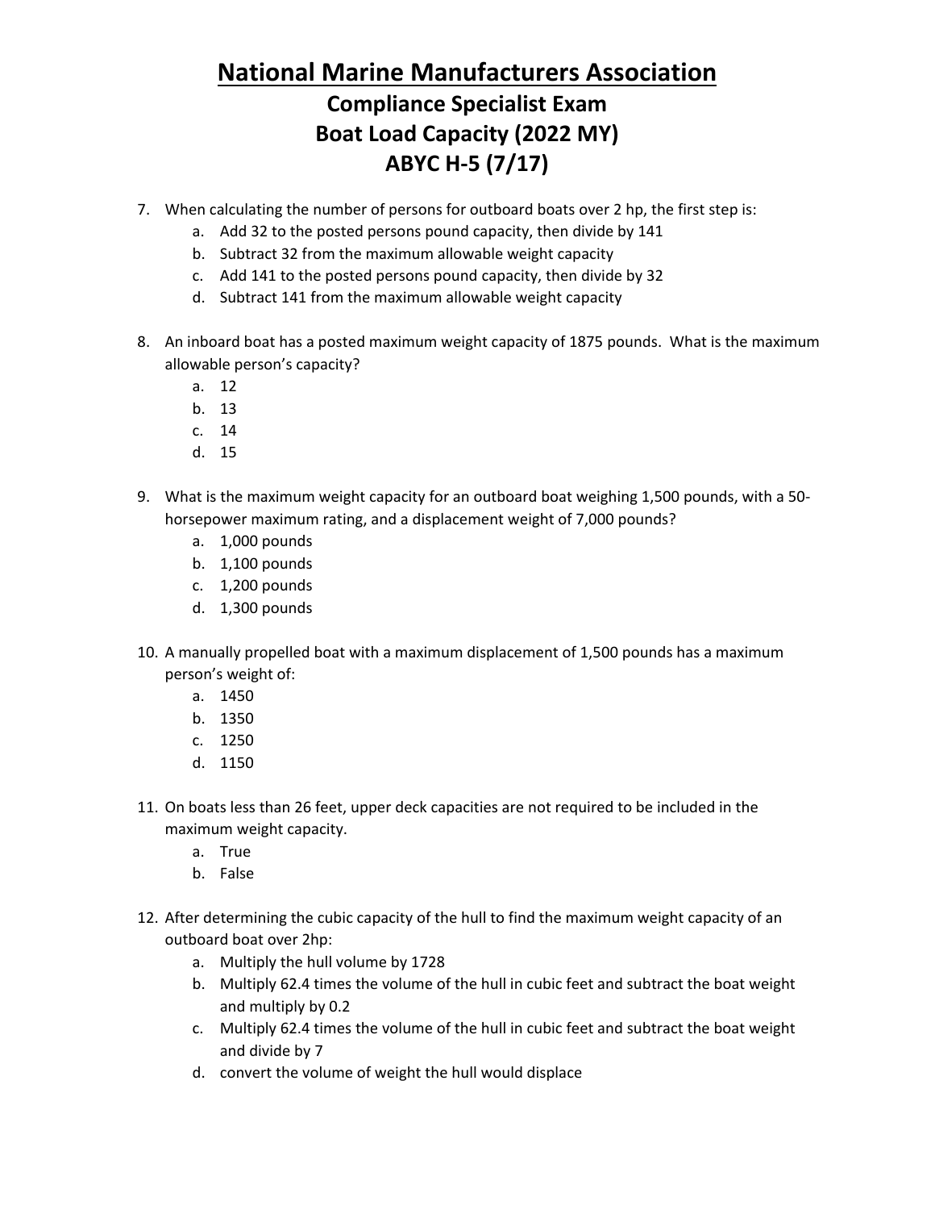# National Marine Manufacturers Association

## Compliance Specialist Exam
## Boat Load Capacity (2022 MY)
## ABYC H-5 (7/17)

7. When calculating the number of persons for outboard boats over 2 hp, the first step is:
   a. Add 32 to the posted persons pound capacity, then divide by 141
   b. Subtract 32 from the maximum allowable weight capacity
   c. Add 141 to the posted persons pound capacity, then divide by 32
   d. Subtract 141 from the maximum allowable weight capacity

8. An inboard boat has a posted maximum weight capacity of 1875 pounds. What is the maximum allowable person's capacity?
   a. 12
   b. 13
   c. 14
   d. 15

9. What is the maximum weight capacity for an outboard boat weighing 1,500 pounds, with a 50-horsepower maximum rating, and a displacement weight of 7,000 pounds?
   a. 1,000 pounds
   b. 1,100 pounds
   c. 1,200 pounds
   d. 1,300 pounds

10. A manually propelled boat with a maximum displacement of 1,500 pounds has a maximum person's weight of:
    a. 1450
    b. 1350
    c. 1250
    d. 1150

11. On boats less than 26 feet, upper deck capacities are not required to be included in the maximum weight capacity.
    a. True
    b. False

12. After determining the cubic capacity of the hull to find the maximum weight capacity of an outboard boat over 2hp:
    a. Multiply the hull volume by 1728
    b. Multiply 62.4 times the volume of the hull in cubic feet and subtract the boat weight and multiply by 0.2
    c. Multiply 62.4 times the volume of the hull in cubic feet and subtract the boat weight and divide by 7
    d. convert the volume of weight the hull would displace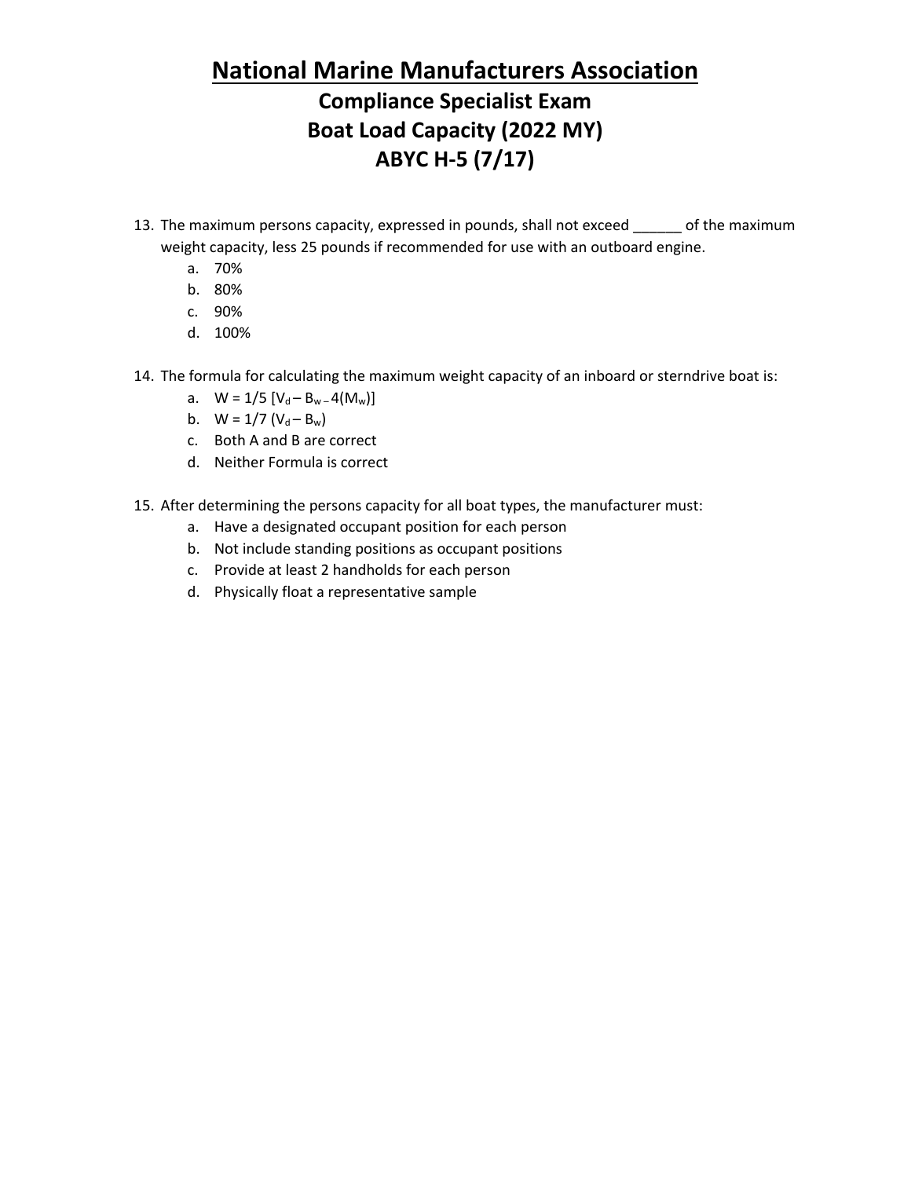# National Marine Manufacturers Association

## Compliance Specialist Exam

## Boat Load Capacity (2022 MY)

## ABYC H-5 (7/17)

13. The maximum persons capacity, expressed in pounds, shall not exceed ______ of the maximum weight capacity, less 25 pounds if recommended for use with an outboard engine.
    a. 70%
    b. 80%
    c. 90%
    d. 100%

14. The formula for calculating the maximum weight capacity of an inboard or sterndrive boat is:
    a. $W = 1/5\ [V_d - B_w - 4(M_w)]$
    b. $W = 1/7\ (V_d - B_w)$
    c. Both A and B are correct
    d. Neither Formula is correct

15. After determining the persons capacity for all boat types, the manufacturer must:
    a. Have a designated occupant position for each person
    b. Not include standing positions as occupant positions
    c. Provide at least 2 handholds for each person
    d. Physically float a representative sample